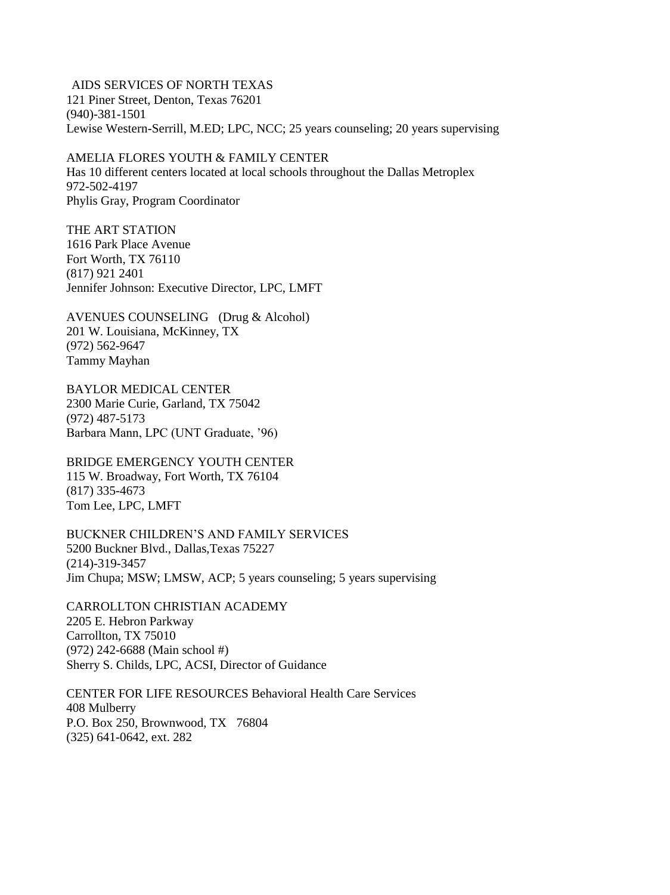AIDS SERVICES OF NORTH TEXAS
121 Piner Street, Denton, Texas 76201
(940)-381-1501
Lewise Western-Serrill, M.ED; LPC, NCC; 25 years counseling; 20 years supervising

AMELIA FLORES YOUTH & FAMILY CENTER
Has 10 different centers located at local schools throughout the Dallas Metroplex
972-502-4197
Phylis Gray, Program Coordinator

THE ART STATION
1616 Park Place Avenue
Fort Worth, TX 76110
(817) 921 2401
Jennifer Johnson: Executive Director, LPC, LMFT

AVENUES COUNSELING (Drug & Alcohol)
201 W. Louisiana, McKinney, TX
(972) 562-9647
Tammy Mayhan

BAYLOR MEDICAL CENTER
2300 Marie Curie, Garland, TX 75042
(972) 487-5173
Barbara Mann, LPC (UNT Graduate, '96)

BRIDGE EMERGENCY YOUTH CENTER
115 W. Broadway, Fort Worth, TX 76104
(817) 335-4673
Tom Lee, LPC, LMFT

BUCKNER CHILDREN'S AND FAMILY SERVICES
5200 Buckner Blvd., Dallas,Texas 75227
(214)-319-3457
Jim Chupa; MSW; LMSW, ACP; 5 years counseling; 5 years supervising

CARROLLTON CHRISTIAN ACADEMY
2205 E. Hebron Parkway
Carrollton, TX 75010
(972) 242-6688 (Main school #)
Sherry S. Childs, LPC, ACSI, Director of Guidance

CENTER FOR LIFE RESOURCES Behavioral Health Care Services
408 Mulberry
P.O. Box 250, Brownwood, TX 76804
(325) 641-0642, ext. 282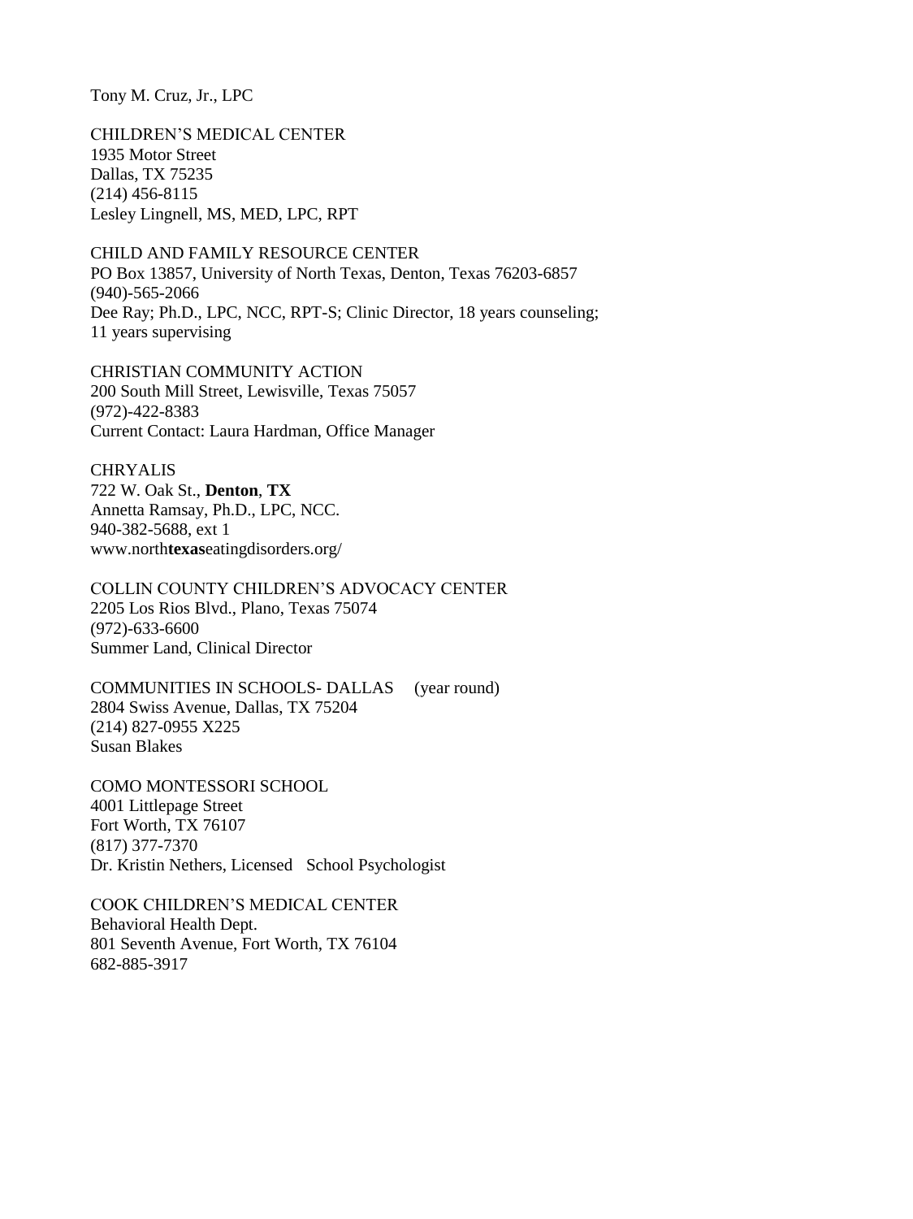Tony M. Cruz, Jr., LPC

CHILDREN'S MEDICAL CENTER
1935 Motor Street
Dallas, TX 75235
(214) 456-8115
Lesley Lingnell, MS, MED, LPC, RPT

CHILD AND FAMILY RESOURCE CENTER
PO Box 13857, University of North Texas, Denton, Texas 76203-6857
(940)-565-2066
Dee Ray; Ph.D., LPC, NCC, RPT-S; Clinic Director, 18 years counseling;
11 years supervising

CHRISTIAN COMMUNITY ACTION
200 South Mill Street, Lewisville, Texas 75057
(972)-422-8383
Current Contact: Laura Hardman, Office Manager

CHRYALIS
722 W. Oak St., **Denton**, **TX**
Annetta Ramsay, Ph.D., LPC, NCC.
940-382-5688, ext 1
www.north**texas**eatingdisorders.org/

COLLIN COUNTY CHILDREN'S ADVOCACY CENTER
2205 Los Rios Blvd., Plano, Texas 75074
(972)-633-6600
Summer Land, Clinical Director

COMMUNITIES IN SCHOOLS- DALLAS (year round)
2804 Swiss Avenue, Dallas, TX 75204
(214) 827-0955 X225
Susan Blakes

COMO MONTESSORI SCHOOL
4001 Littlepage Street
Fort Worth, TX 76107
(817) 377-7370
Dr. Kristin Nethers, Licensed School Psychologist

COOK CHILDREN'S MEDICAL CENTER
Behavioral Health Dept.
801 Seventh Avenue, Fort Worth, TX 76104
682-885-3917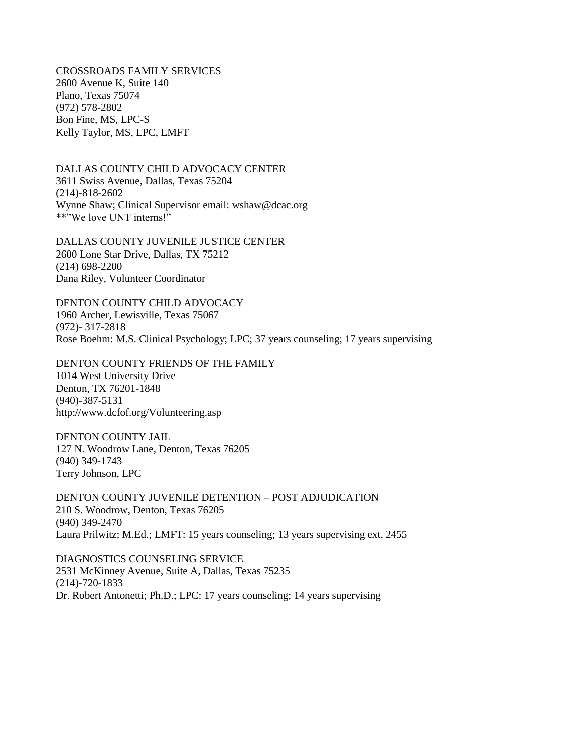CROSSROADS FAMILY SERVICES
2600 Avenue K, Suite 140
Plano, Texas 75074
(972) 578-2802
Bon Fine, MS, LPC-S
Kelly Taylor, MS, LPC, LMFT

DALLAS COUNTY CHILD ADVOCACY CENTER
3611 Swiss Avenue, Dallas, Texas 75204
(214)-818-2602
Wynne Shaw; Clinical Supervisor email: wshaw@dcac.org
**"We love UNT interns!"

DALLAS COUNTY JUVENILE JUSTICE CENTER
2600 Lone Star Drive, Dallas, TX 75212
(214) 698-2200
Dana Riley, Volunteer Coordinator

DENTON COUNTY CHILD ADVOCACY
1960 Archer, Lewisville, Texas 75067
(972)- 317-2818
Rose Boehm: M.S. Clinical Psychology; LPC; 37 years counseling; 17 years supervising

DENTON COUNTY FRIENDS OF THE FAMILY
1014 West University Drive
Denton, TX 76201-1848
(940)-387-5131
http://www.dcfof.org/Volunteering.asp

DENTON COUNTY JAIL
127 N. Woodrow Lane, Denton, Texas 76205
(940) 349-1743
Terry Johnson, LPC

DENTON COUNTY JUVENILE DETENTION – POST ADJUDICATION
210 S. Woodrow, Denton, Texas 76205
(940) 349-2470
Laura Prilwitz; M.Ed.; LMFT: 15 years counseling; 13 years supervising ext. 2455

DIAGNOSTICS COUNSELING SERVICE
2531 McKinney Avenue, Suite A, Dallas, Texas 75235
(214)-720-1833
Dr. Robert Antonetti; Ph.D.; LPC: 17 years counseling; 14 years supervising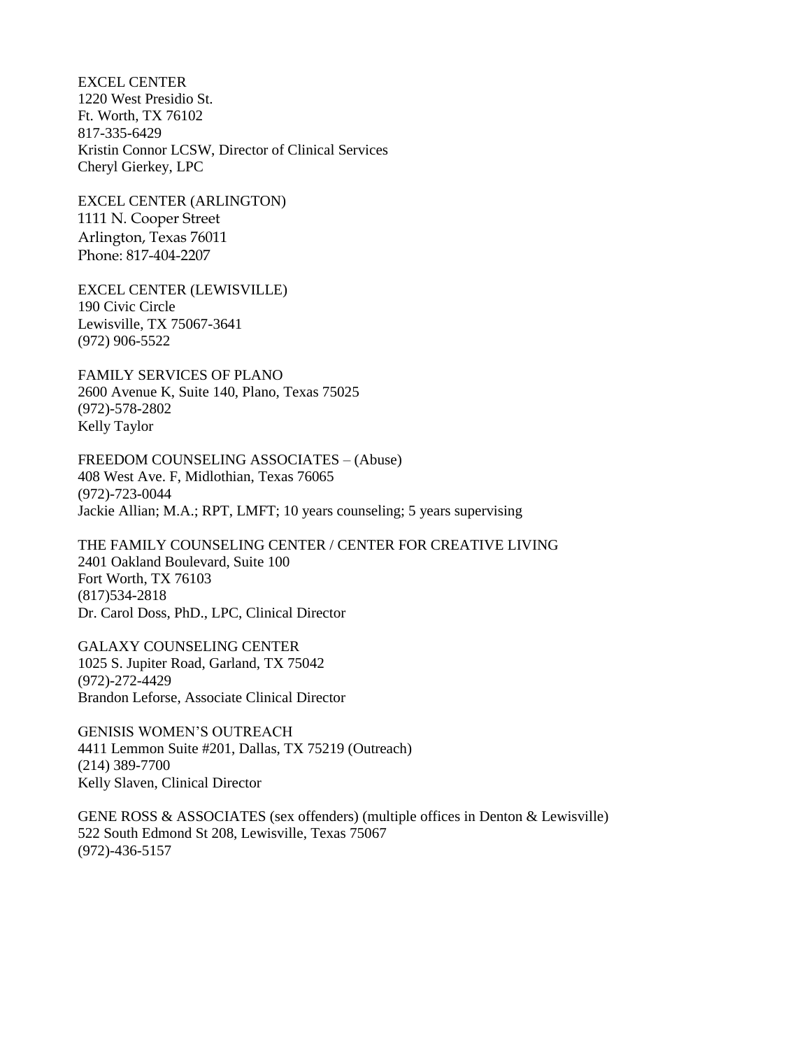EXCEL CENTER
1220 West Presidio St.
Ft. Worth, TX 76102
817-335-6429
Kristin Connor LCSW, Director of Clinical Services
Cheryl Gierkey, LPC

EXCEL CENTER (ARLINGTON)
1111 N. Cooper Street
Arlington, Texas 76011
Phone: 817-404-2207

EXCEL CENTER (LEWISVILLE)
190 Civic Circle
Lewisville, TX 75067-3641
(972) 906-5522

FAMILY SERVICES OF PLANO
2600 Avenue K, Suite 140, Plano, Texas 75025
(972)-578-2802
Kelly Taylor

FREEDOM COUNSELING ASSOCIATES – (Abuse)
408 West Ave. F, Midlothian, Texas 76065
(972)-723-0044
Jackie Allian; M.A.; RPT, LMFT; 10 years counseling; 5 years supervising

THE FAMILY COUNSELING CENTER / CENTER FOR CREATIVE LIVING
2401 Oakland Boulevard, Suite 100
Fort Worth, TX 76103
(817)534-2818
Dr. Carol Doss, PhD., LPC, Clinical Director

GALAXY COUNSELING CENTER
1025 S. Jupiter Road, Garland, TX 75042
(972)-272-4429
Brandon Leforse, Associate Clinical Director

GENISIS WOMEN'S OUTREACH
4411 Lemmon Suite #201, Dallas, TX 75219 (Outreach)
(214) 389-7700
Kelly Slaven, Clinical Director

GENE ROSS & ASSOCIATES (sex offenders) (multiple offices in Denton & Lewisville)
522 South Edmond St 208, Lewisville, Texas 75067
(972)-436-5157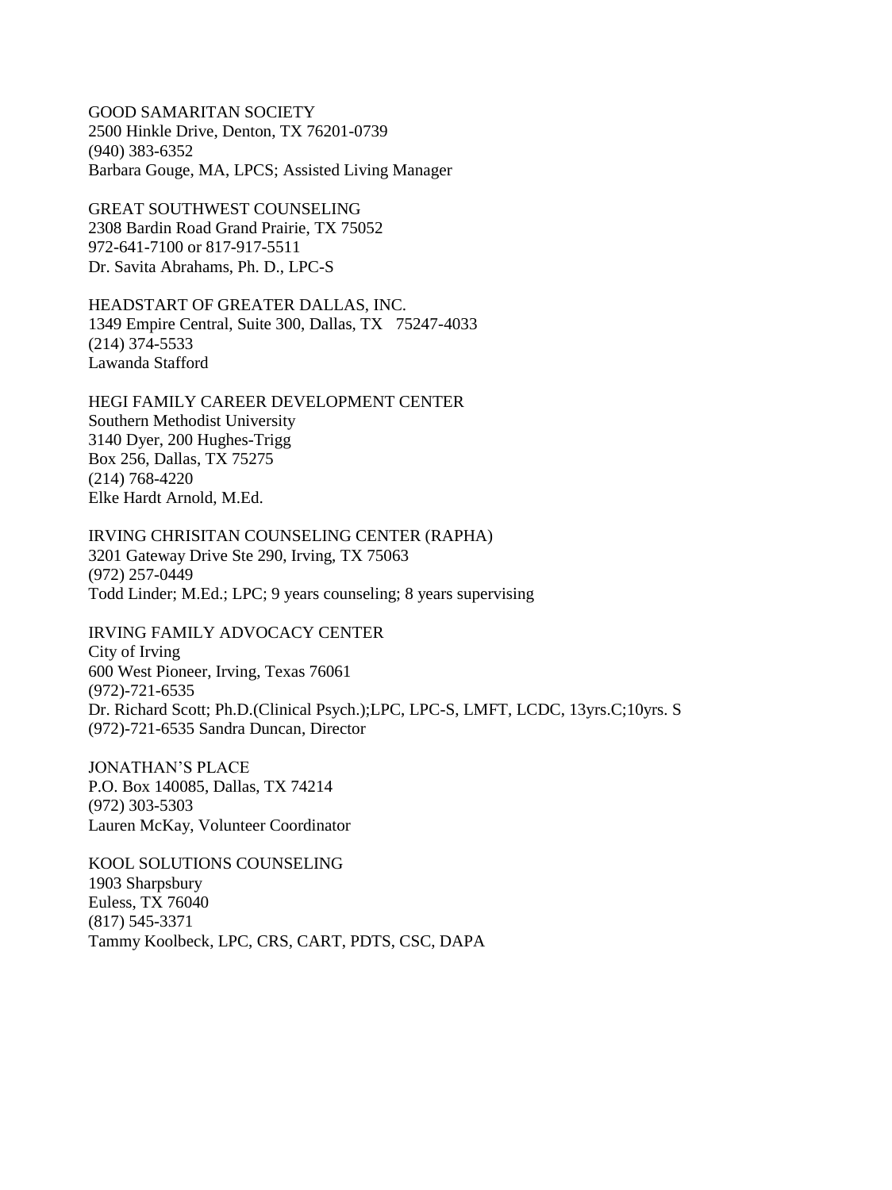GOOD SAMARITAN SOCIETY
2500 Hinkle Drive, Denton, TX 76201-0739
(940) 383-6352
Barbara Gouge, MA, LPCS; Assisted Living Manager

GREAT SOUTHWEST COUNSELING
2308 Bardin Road Grand Prairie, TX 75052
972-641-7100 or 817-917-5511
Dr. Savita Abrahams, Ph. D., LPC-S

HEADSTART OF GREATER DALLAS, INC.
1349 Empire Central, Suite 300, Dallas, TX 75247-4033
(214) 374-5533
Lawanda Stafford

HEGI FAMILY CAREER DEVELOPMENT CENTER
Southern Methodist University
3140 Dyer, 200 Hughes-Trigg
Box 256, Dallas, TX 75275
(214) 768-4220
Elke Hardt Arnold, M.Ed.

IRVING CHRISITAN COUNSELING CENTER (RAPHA)
3201 Gateway Drive Ste 290, Irving, TX 75063
(972) 257-0449
Todd Linder; M.Ed.; LPC; 9 years counseling; 8 years supervising

IRVING FAMILY ADVOCACY CENTER
City of Irving
600 West Pioneer, Irving, Texas 76061
(972)-721-6535
Dr. Richard Scott; Ph.D.(Clinical Psych.);LPC, LPC-S, LMFT, LCDC, 13yrs.C;10yrs. S
(972)-721-6535 Sandra Duncan, Director

JONATHAN'S PLACE
P.O. Box 140085, Dallas, TX 74214
(972) 303-5303
Lauren McKay, Volunteer Coordinator

KOOL SOLUTIONS COUNSELING
1903 Sharpsbury
Euless, TX 76040
(817) 545-3371
Tammy Koolbeck, LPC, CRS, CART, PDTS, CSC, DAPA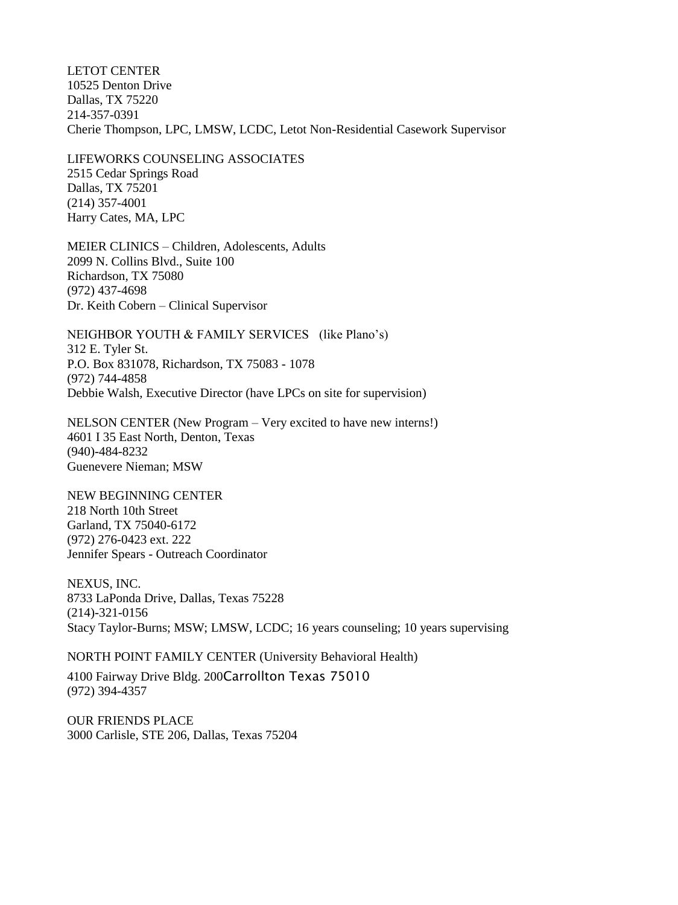LETOT CENTER
10525 Denton Drive
Dallas, TX 75220
214-357-0391
Cherie Thompson, LPC, LMSW, LCDC, Letot Non-Residential Casework Supervisor

LIFEWORKS COUNSELING ASSOCIATES
2515 Cedar Springs Road
Dallas, TX 75201
(214) 357-4001
Harry Cates, MA, LPC

MEIER CLINICS – Children, Adolescents, Adults
2099 N. Collins Blvd., Suite 100
Richardson, TX 75080
(972) 437-4698
Dr. Keith Cobern – Clinical Supervisor

NEIGHBOR YOUTH & FAMILY SERVICES (like Plano's)
312 E. Tyler St.
P.O. Box 831078, Richardson, TX 75083 - 1078
(972) 744-4858
Debbie Walsh, Executive Director (have LPCs on site for supervision)

NELSON CENTER (New Program – Very excited to have new interns!)
4601 I 35 East North, Denton, Texas
(940)-484-8232
Guenevere Nieman; MSW

NEW BEGINNING CENTER
218 North 10th Street
Garland, TX 75040-6172
(972) 276-0423 ext. 222
Jennifer Spears - Outreach Coordinator

NEXUS, INC.
8733 LaPonda Drive, Dallas, Texas 75228
(214)-321-0156
Stacy Taylor-Burns; MSW; LMSW, LCDC; 16 years counseling; 10 years supervising

NORTH POINT FAMILY CENTER (University Behavioral Health)
4100 Fairway Drive Bldg. 200Carrollton Texas 75010
(972) 394-4357

OUR FRIENDS PLACE
3000 Carlisle, STE 206, Dallas, Texas 75204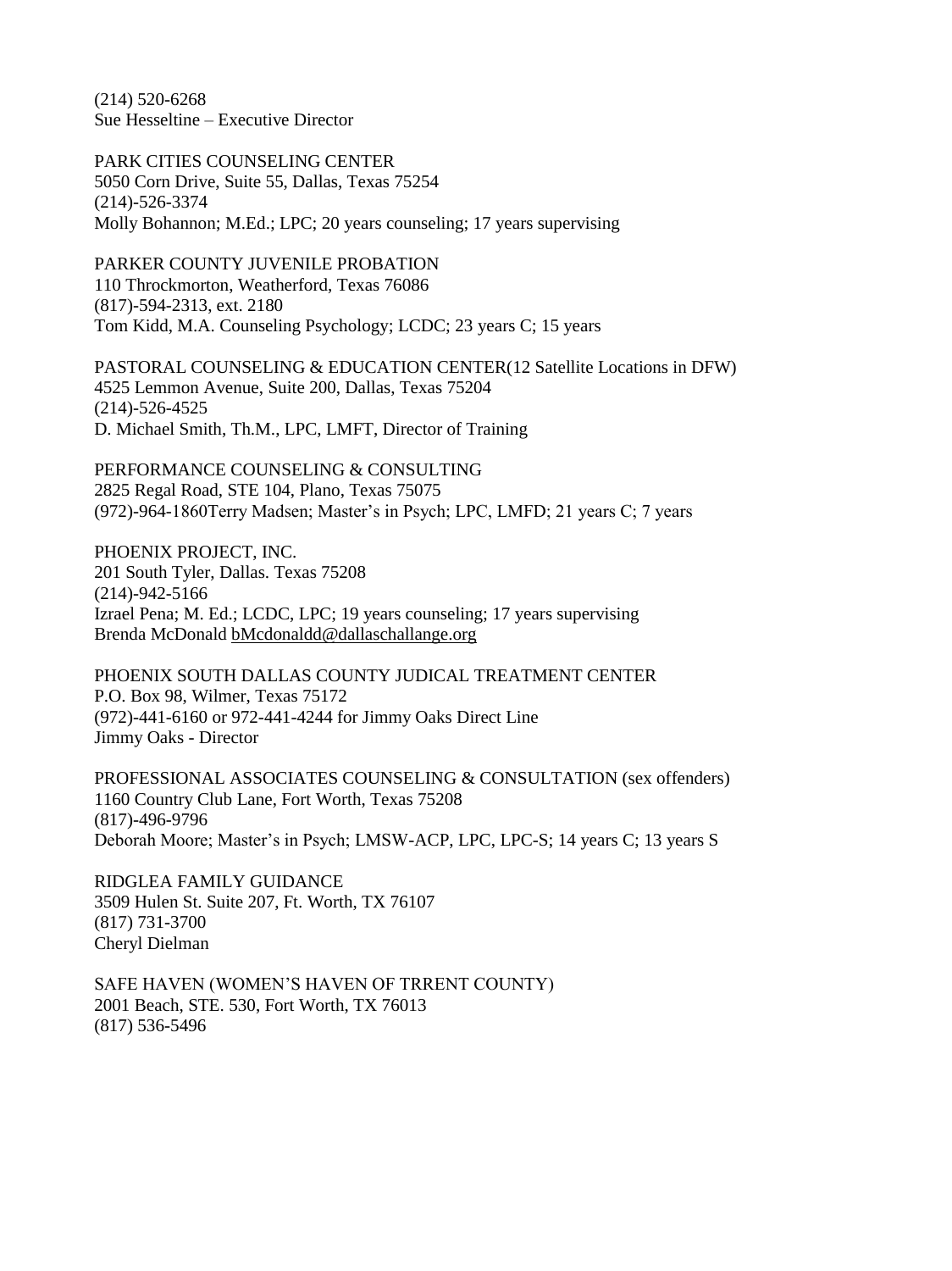(214) 520-6268
Sue Hesseltine – Executive Director

PARK CITIES COUNSELING CENTER
5050 Corn Drive, Suite 55, Dallas, Texas 75254
(214)-526-3374
Molly Bohannon; M.Ed.; LPC; 20 years counseling; 17 years supervising

PARKER COUNTY JUVENILE PROBATION
110 Throckmorton, Weatherford, Texas 76086
(817)-594-2313, ext. 2180
Tom Kidd, M.A. Counseling Psychology; LCDC; 23 years C; 15 years

PASTORAL COUNSELING & EDUCATION CENTER(12 Satellite Locations in DFW)
4525 Lemmon Avenue, Suite 200, Dallas, Texas 75204
(214)-526-4525
D. Michael Smith, Th.M., LPC, LMFT, Director of Training

PERFORMANCE COUNSELING & CONSULTING
2825 Regal Road, STE 104, Plano, Texas 75075
(972)-964-1860Terry Madsen; Master's in Psych; LPC, LMFD; 21 years C; 7 years

PHOENIX PROJECT, INC.
201 South Tyler, Dallas. Texas 75208
(214)-942-5166
Izrael Pena; M. Ed.; LCDC, LPC; 19 years counseling; 17 years supervising
Brenda McDonald bMcdonaldd@dallaschallange.org

PHOENIX SOUTH DALLAS COUNTY JUDICAL TREATMENT CENTER
P.O. Box 98, Wilmer, Texas 75172
(972)-441-6160 or 972-441-4244 for Jimmy Oaks Direct Line
Jimmy Oaks - Director

PROFESSIONAL ASSOCIATES COUNSELING & CONSULTATION (sex offenders)
1160 Country Club Lane, Fort Worth, Texas 75208
(817)-496-9796
Deborah Moore; Master's in Psych; LMSW-ACP, LPC, LPC-S; 14 years C; 13 years S

RIDGLEA FAMILY GUIDANCE
3509 Hulen St. Suite 207, Ft. Worth, TX 76107
(817) 731-3700
Cheryl Dielman

SAFE HAVEN (WOMEN'S HAVEN OF TRRENT COUNTY)
2001 Beach, STE. 530, Fort Worth, TX 76013
(817) 536-5496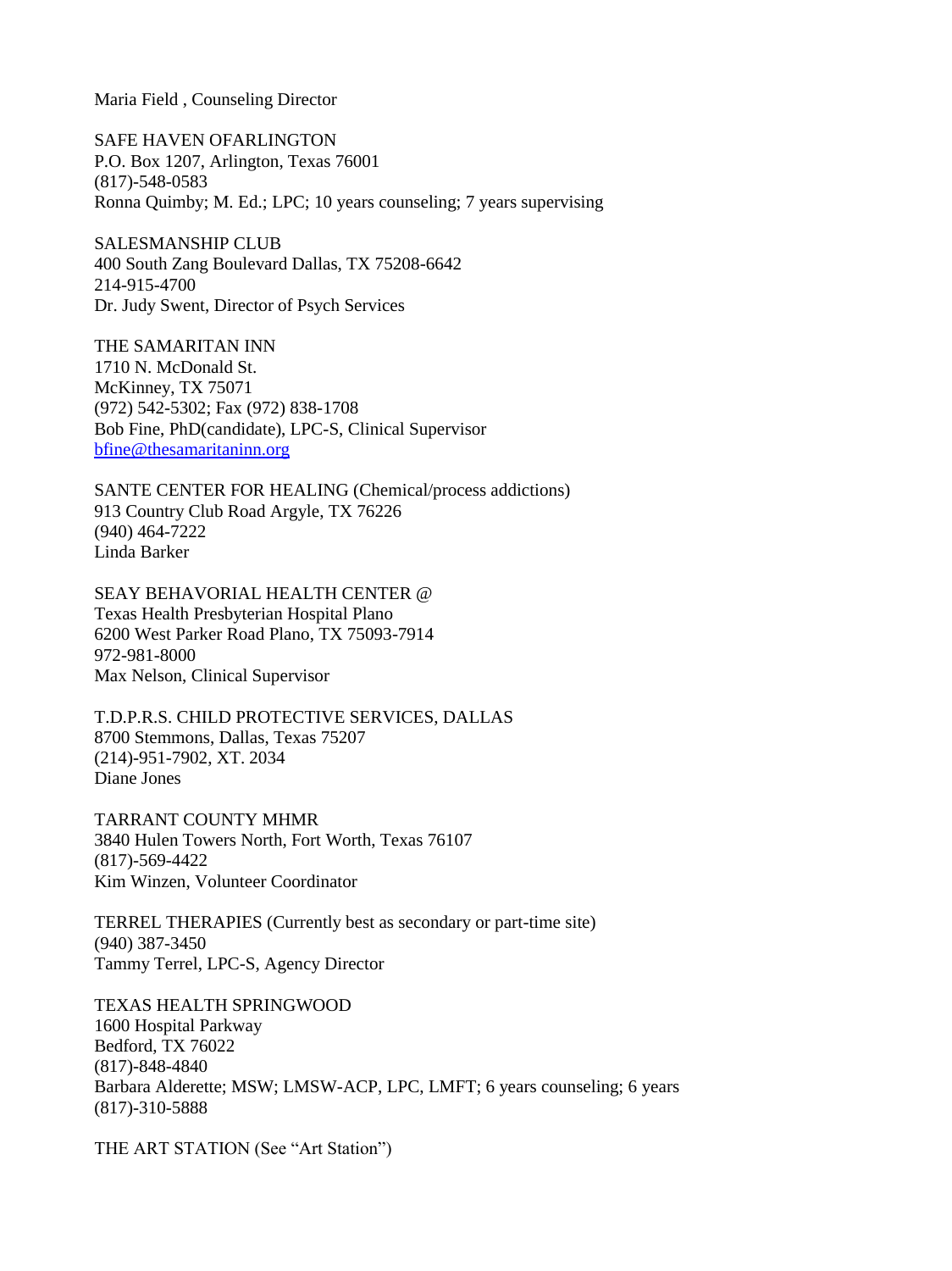Maria Field , Counseling Director

SAFE HAVEN OFARLINGTON
P.O. Box 1207, Arlington, Texas 76001
(817)-548-0583
Ronna Quimby; M. Ed.; LPC; 10 years counseling; 7 years supervising

SALESMANSHIP CLUB
400 South Zang Boulevard Dallas, TX 75208-6642
214-915-4700
Dr. Judy Swent, Director of Psych Services

THE SAMARITAN INN
1710 N. McDonald St.
McKinney, TX 75071
(972) 542-5302; Fax (972) 838-1708
Bob Fine, PhD(candidate), LPC-S, Clinical Supervisor
bfine@thesamaritaninn.org

SANTE CENTER FOR HEALING (Chemical/process addictions)
913 Country Club Road Argyle, TX 76226
(940) 464-7222
Linda Barker

SEAY BEHAVORIAL HEALTH CENTER @
Texas Health Presbyterian Hospital Plano
6200 West Parker Road Plano, TX 75093-7914
972-981-8000
Max Nelson, Clinical Supervisor

T.D.P.R.S. CHILD PROTECTIVE SERVICES, DALLAS
8700 Stemmons, Dallas, Texas 75207
(214)-951-7902, XT. 2034
Diane Jones

TARRANT COUNTY MHMR
3840 Hulen Towers North, Fort Worth, Texas 76107
(817)-569-4422
Kim Winzen, Volunteer Coordinator

TERREL THERAPIES (Currently best as secondary or part-time site)
(940) 387-3450
Tammy Terrel, LPC-S, Agency Director

TEXAS HEALTH SPRINGWOOD
1600 Hospital Parkway
Bedford, TX 76022
(817)-848-4840
Barbara Alderette; MSW; LMSW-ACP, LPC, LMFT; 6 years counseling; 6 years
(817)-310-5888

THE ART STATION (See "Art Station")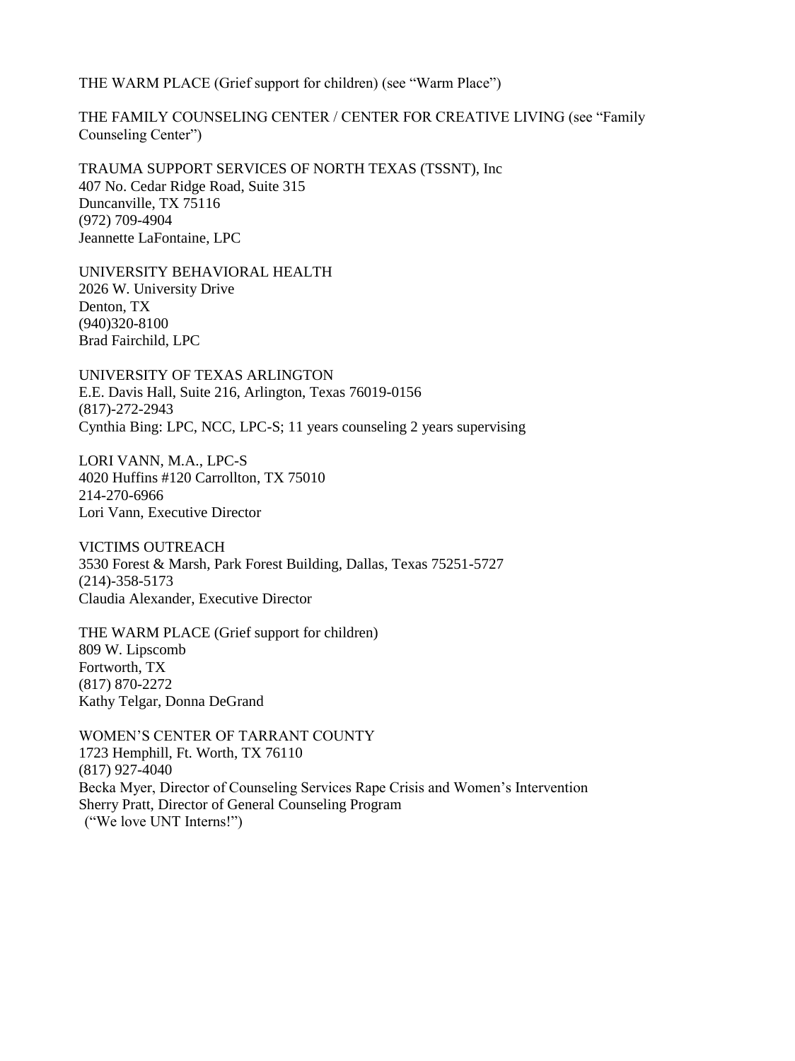THE WARM PLACE (Grief support for children) (see "Warm Place")

THE FAMILY COUNSELING CENTER / CENTER FOR CREATIVE LIVING (see "Family Counseling Center")

TRAUMA SUPPORT SERVICES OF NORTH TEXAS (TSSNT), Inc
407 No. Cedar Ridge Road, Suite 315
Duncanville, TX 75116
(972) 709-4904
Jeannette LaFontaine, LPC

UNIVERSITY BEHAVIORAL HEALTH
2026 W. University Drive
Denton, TX
(940)320-8100
Brad Fairchild, LPC

UNIVERSITY OF TEXAS ARLINGTON
E.E. Davis Hall, Suite 216, Arlington, Texas 76019-0156
(817)-272-2943
Cynthia Bing: LPC, NCC, LPC-S; 11 years counseling 2 years supervising

LORI VANN, M.A., LPC-S
4020 Huffins #120 Carrollton, TX 75010
214-270-6966
Lori Vann, Executive Director

VICTIMS OUTREACH
3530 Forest & Marsh, Park Forest Building, Dallas, Texas 75251-5727
(214)-358-5173
Claudia Alexander, Executive Director

THE WARM PLACE (Grief support for children)
809 W. Lipscomb
Fortworth, TX
(817) 870-2272
Kathy Telgar, Donna DeGrand

WOMEN'S CENTER OF TARRANT COUNTY
1723 Hemphill, Ft. Worth, TX 76110
(817) 927-4040
Becka Myer, Director of Counseling Services Rape Crisis and Women's Intervention
Sherry Pratt, Director of General Counseling Program
("We love UNT Interns!")